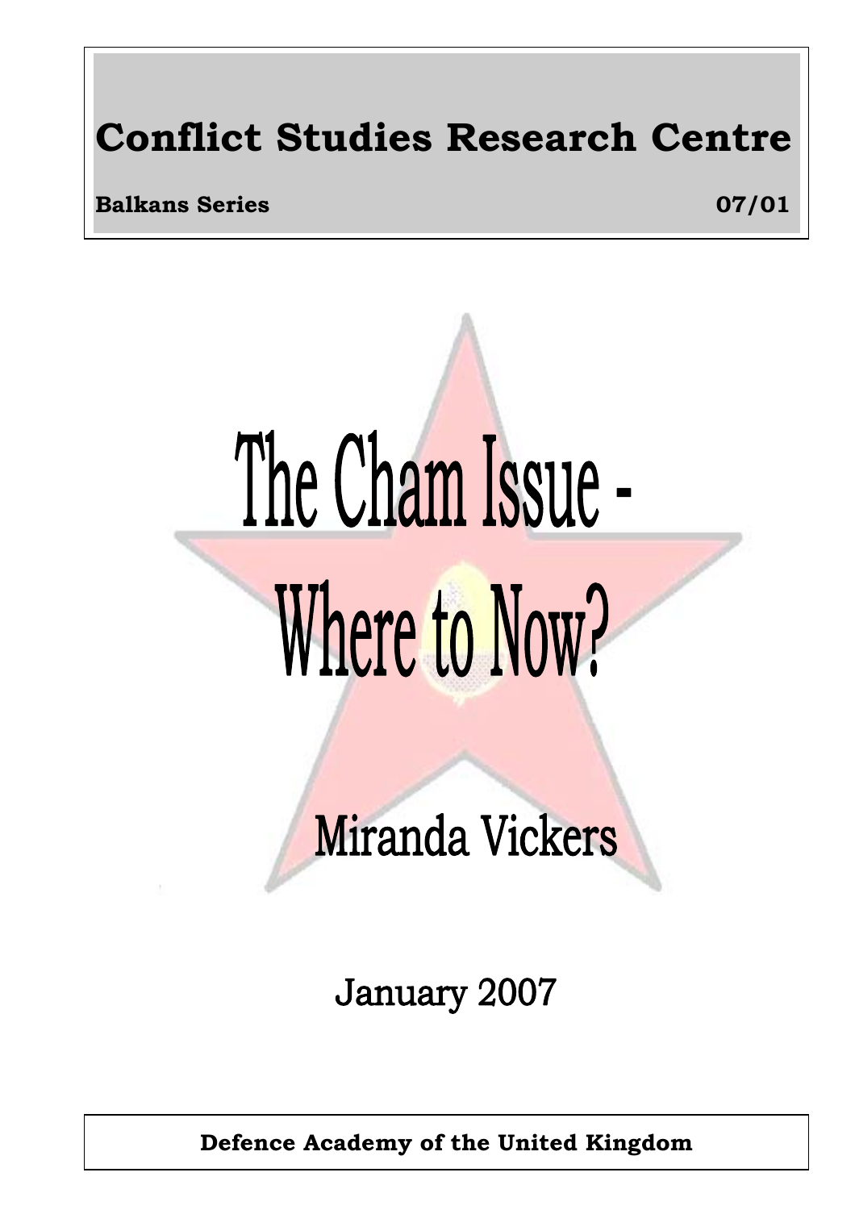# Conflict Studies Research Centre

**Balkans Series** **07/01**

# The Cham Issue - Where to Now?

## Miranda Vickers

January 2007

**Defence Academy of the United Kingdom**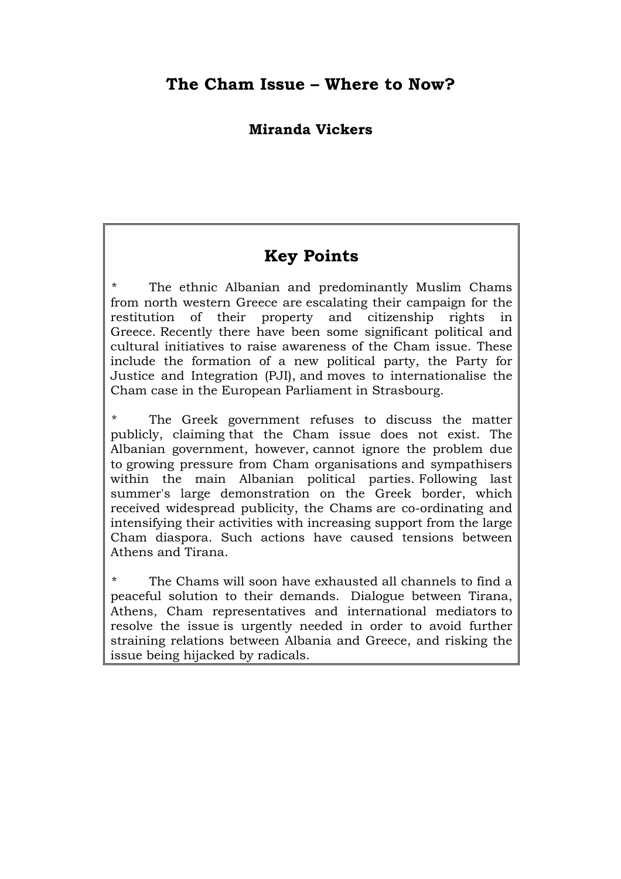# The Cham Issue – Where to Now?

**Miranda Vickers**

## Key Points

* The ethnic Albanian and predominantly Muslim Chams from north western Greece are escalating their campaign for the restitution of their property and citizenship rights in Greece. Recently there have been some significant political and cultural initiatives to raise awareness of the Cham issue. These include the formation of a new political party, the Party for Justice and Integration (PJI), and moves to internationalise the Cham case in the European Parliament in Strasbourg.

* The Greek government refuses to discuss the matter publicly, claiming that the Cham issue does not exist. The Albanian government, however, cannot ignore the problem due to growing pressure from Cham organisations and sympathisers within the main Albanian political parties. Following last summer's large demonstration on the Greek border, which received widespread publicity, the Chams are co-ordinating and intensifying their activities with increasing support from the large Cham diaspora. Such actions have caused tensions between Athens and Tirana.

* The Chams will soon have exhausted all channels to find a peaceful solution to their demands. Dialogue between Tirana, Athens, Cham representatives and international mediators to resolve the issue is urgently needed in order to avoid further straining relations between Albania and Greece, and risking the issue being hijacked by radicals.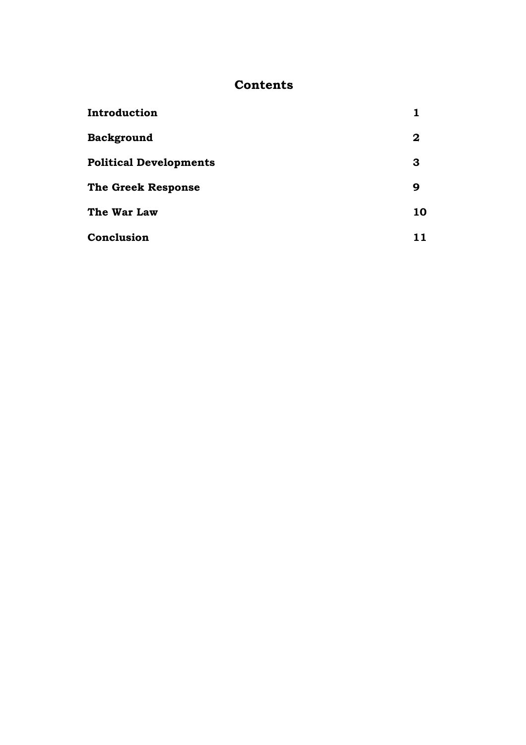## Contents

| | |
|---|---|
| **Introduction** | **1** |
| **Background** | **2** |
| **Political Developments** | **3** |
| **The Greek Response** | **9** |
| **The War Law** | **10** |
| **Conclusion** | **11** |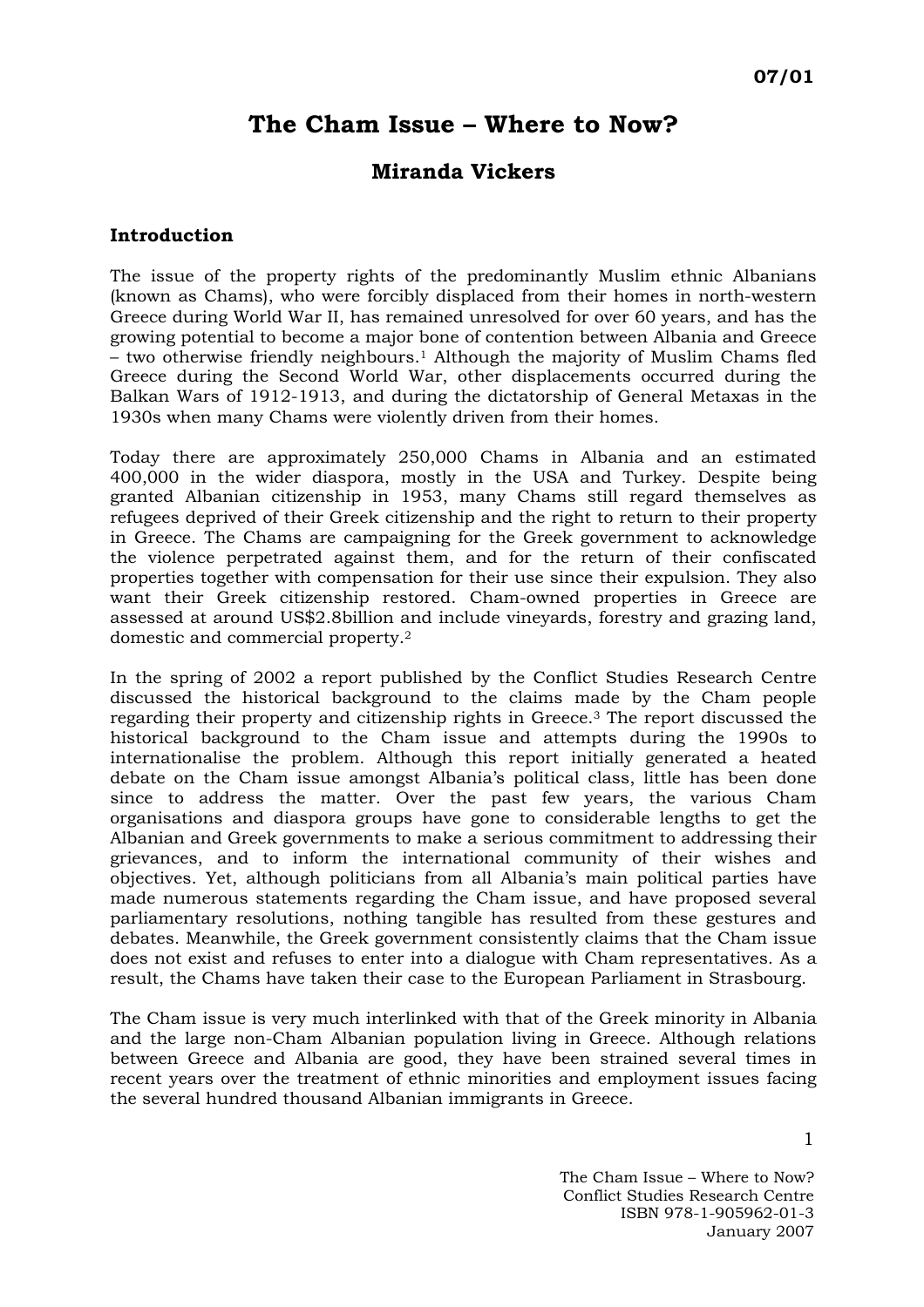**07/01**

# The Cham Issue – Where to Now?

## Miranda Vickers

### Introduction

The issue of the property rights of the predominantly Muslim ethnic Albanians (known as Chams), who were forcibly displaced from their homes in north-western Greece during World War II, has remained unresolved for over 60 years, and has the growing potential to become a major bone of contention between Albania and Greece – two otherwise friendly neighbours.[1] Although the majority of Muslim Chams fled Greece during the Second World War, other displacements occurred during the Balkan Wars of 1912-1913, and during the dictatorship of General Metaxas in the 1930s when many Chams were violently driven from their homes.

Today there are approximately 250,000 Chams in Albania and an estimated 400,000 in the wider diaspora, mostly in the USA and Turkey. Despite being granted Albanian citizenship in 1953, many Chams still regard themselves as refugees deprived of their Greek citizenship and the right to return to their property in Greece. The Chams are campaigning for the Greek government to acknowledge the violence perpetrated against them, and for the return of their confiscated properties together with compensation for their use since their expulsion. They also want their Greek citizenship restored. Cham-owned properties in Greece are assessed at around US$2.8billion and include vineyards, forestry and grazing land, domestic and commercial property.[2]

In the spring of 2002 a report published by the Conflict Studies Research Centre discussed the historical background to the claims made by the Cham people regarding their property and citizenship rights in Greece.[3] The report discussed the historical background to the Cham issue and attempts during the 1990s to internationalise the problem. Although this report initially generated a heated debate on the Cham issue amongst Albania's political class, little has been done since to address the matter. Over the past few years, the various Cham organisations and diaspora groups have gone to considerable lengths to get the Albanian and Greek governments to make a serious commitment to addressing their grievances, and to inform the international community of their wishes and objectives. Yet, although politicians from all Albania's main political parties have made numerous statements regarding the Cham issue, and have proposed several parliamentary resolutions, nothing tangible has resulted from these gestures and debates. Meanwhile, the Greek government consistently claims that the Cham issue does not exist and refuses to enter into a dialogue with Cham representatives. As a result, the Chams have taken their case to the European Parliament in Strasbourg.

The Cham issue is very much interlinked with that of the Greek minority in Albania and the large non-Cham Albanian population living in Greece. Although relations between Greece and Albania are good, they have been strained several times in recent years over the treatment of ethnic minorities and employment issues facing the several hundred thousand Albanian immigrants in Greece.

The Cham Issue – Where to Now?
Conflict Studies Research Centre
ISBN 978-1-905962-01-3
January 2007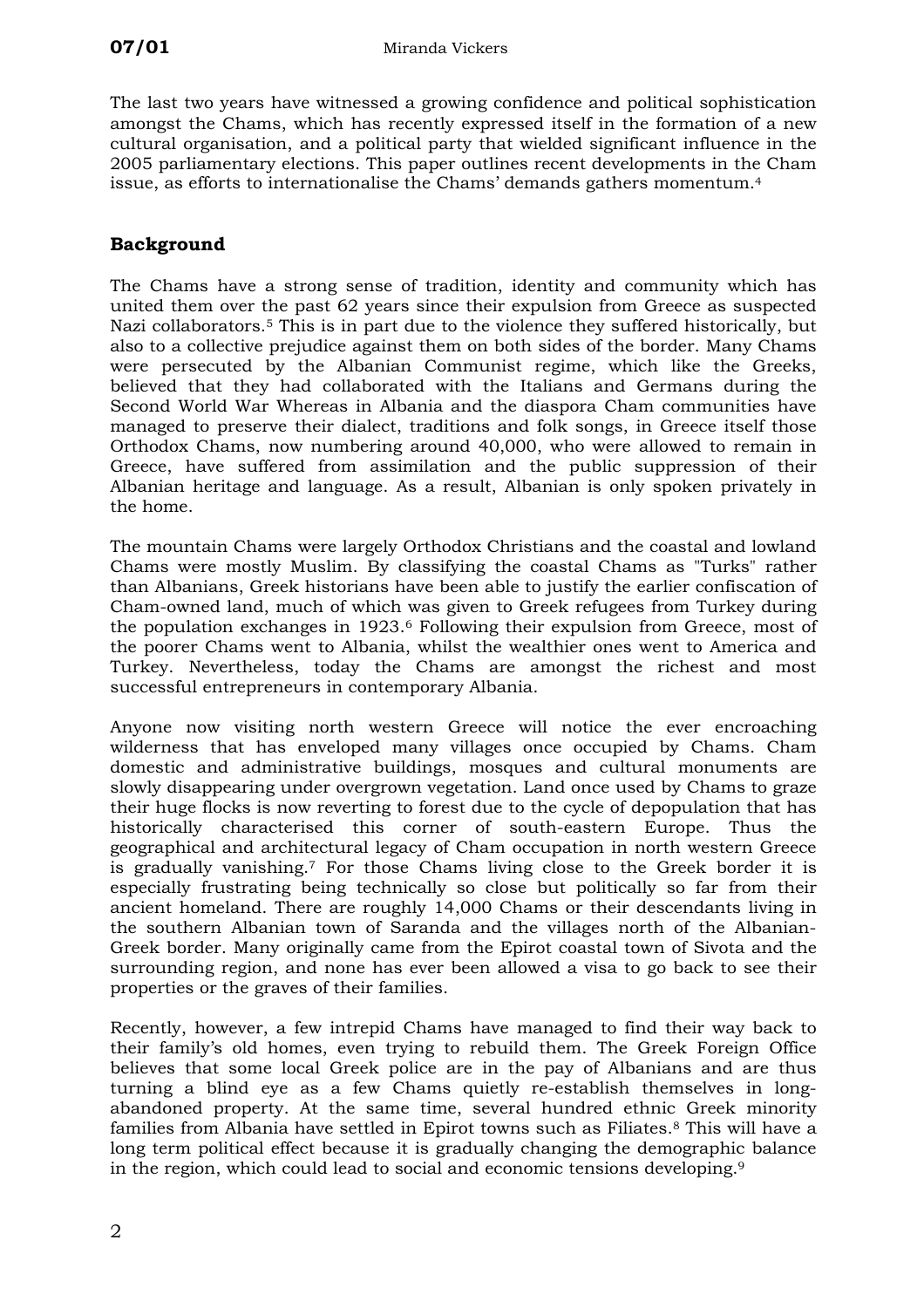The last two years have witnessed a growing confidence and political sophistication amongst the Chams, which has recently expressed itself in the formation of a new cultural organisation, and a political party that wielded significant influence in the 2005 parliamentary elections. This paper outlines recent developments in the Cham issue, as efforts to internationalise the Chams' demands gathers momentum.[4]

## Background

The Chams have a strong sense of tradition, identity and community which has united them over the past 62 years since their expulsion from Greece as suspected Nazi collaborators.[5] This is in part due to the violence they suffered historically, but also to a collective prejudice against them on both sides of the border. Many Chams were persecuted by the Albanian Communist regime, which like the Greeks, believed that they had collaborated with the Italians and Germans during the Second World War Whereas in Albania and the diaspora Cham communities have managed to preserve their dialect, traditions and folk songs, in Greece itself those Orthodox Chams, now numbering around 40,000, who were allowed to remain in Greece, have suffered from assimilation and the public suppression of their Albanian heritage and language. As a result, Albanian is only spoken privately in the home.

The mountain Chams were largely Orthodox Christians and the coastal and lowland Chams were mostly Muslim. By classifying the coastal Chams as "Turks" rather than Albanians, Greek historians have been able to justify the earlier confiscation of Cham-owned land, much of which was given to Greek refugees from Turkey during the population exchanges in 1923.[6] Following their expulsion from Greece, most of the poorer Chams went to Albania, whilst the wealthier ones went to America and Turkey. Nevertheless, today the Chams are amongst the richest and most successful entrepreneurs in contemporary Albania.

Anyone now visiting north western Greece will notice the ever encroaching wilderness that has enveloped many villages once occupied by Chams. Cham domestic and administrative buildings, mosques and cultural monuments are slowly disappearing under overgrown vegetation. Land once used by Chams to graze their huge flocks is now reverting to forest due to the cycle of depopulation that has historically characterised this corner of south-eastern Europe. Thus the geographical and architectural legacy of Cham occupation in north western Greece is gradually vanishing.[7] For those Chams living close to the Greek border it is especially frustrating being technically so close but politically so far from their ancient homeland. There are roughly 14,000 Chams or their descendants living in the southern Albanian town of Saranda and the villages north of the Albanian-Greek border. Many originally came from the Epirot coastal town of Sivota and the surrounding region, and none has ever been allowed a visa to go back to see their properties or the graves of their families.

Recently, however, a few intrepid Chams have managed to find their way back to their family's old homes, even trying to rebuild them. The Greek Foreign Office believes that some local Greek police are in the pay of Albanians and are thus turning a blind eye as a few Chams quietly re-establish themselves in long-abandoned property. At the same time, several hundred ethnic Greek minority families from Albania have settled in Epirot towns such as Filiates.[8] This will have a long term political effect because it is gradually changing the demographic balance in the region, which could lead to social and economic tensions developing.[9]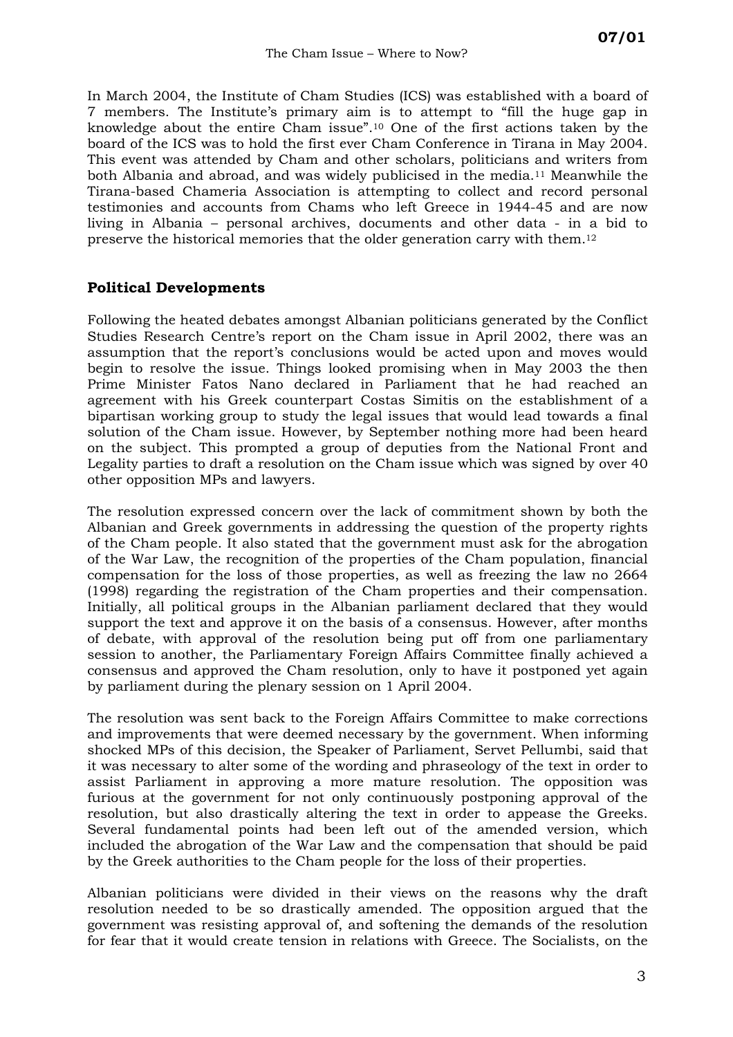In March 2004, the Institute of Cham Studies (ICS) was established with a board of 7 members. The Institute's primary aim is to attempt to "fill the huge gap in knowledge about the entire Cham issue".[10] One of the first actions taken by the board of the ICS was to hold the first ever Cham Conference in Tirana in May 2004. This event was attended by Cham and other scholars, politicians and writers from both Albania and abroad, and was widely publicised in the media.[11] Meanwhile the Tirana-based Chameria Association is attempting to collect and record personal testimonies and accounts from Chams who left Greece in 1944-45 and are now living in Albania – personal archives, documents and other data - in a bid to preserve the historical memories that the older generation carry with them.[12]

## Political Developments

Following the heated debates amongst Albanian politicians generated by the Conflict Studies Research Centre's report on the Cham issue in April 2002, there was an assumption that the report's conclusions would be acted upon and moves would begin to resolve the issue. Things looked promising when in May 2003 the then Prime Minister Fatos Nano declared in Parliament that he had reached an agreement with his Greek counterpart Costas Simitis on the establishment of a bipartisan working group to study the legal issues that would lead towards a final solution of the Cham issue. However, by September nothing more had been heard on the subject. This prompted a group of deputies from the National Front and Legality parties to draft a resolution on the Cham issue which was signed by over 40 other opposition MPs and lawyers.

The resolution expressed concern over the lack of commitment shown by both the Albanian and Greek governments in addressing the question of the property rights of the Cham people. It also stated that the government must ask for the abrogation of the War Law, the recognition of the properties of the Cham population, financial compensation for the loss of those properties, as well as freezing the law no 2664 (1998) regarding the registration of the Cham properties and their compensation. Initially, all political groups in the Albanian parliament declared that they would support the text and approve it on the basis of a consensus. However, after months of debate, with approval of the resolution being put off from one parliamentary session to another, the Parliamentary Foreign Affairs Committee finally achieved a consensus and approved the Cham resolution, only to have it postponed yet again by parliament during the plenary session on 1 April 2004.

The resolution was sent back to the Foreign Affairs Committee to make corrections and improvements that were deemed necessary by the government. When informing shocked MPs of this decision, the Speaker of Parliament, Servet Pellumbi, said that it was necessary to alter some of the wording and phraseology of the text in order to assist Parliament in approving a more mature resolution. The opposition was furious at the government for not only continuously postponing approval of the resolution, but also drastically altering the text in order to appease the Greeks. Several fundamental points had been left out of the amended version, which included the abrogation of the War Law and the compensation that should be paid by the Greek authorities to the Cham people for the loss of their properties.

Albanian politicians were divided in their views on the reasons why the draft resolution needed to be so drastically amended. The opposition argued that the government was resisting approval of, and softening the demands of the resolution for fear that it would create tension in relations with Greece. The Socialists, on the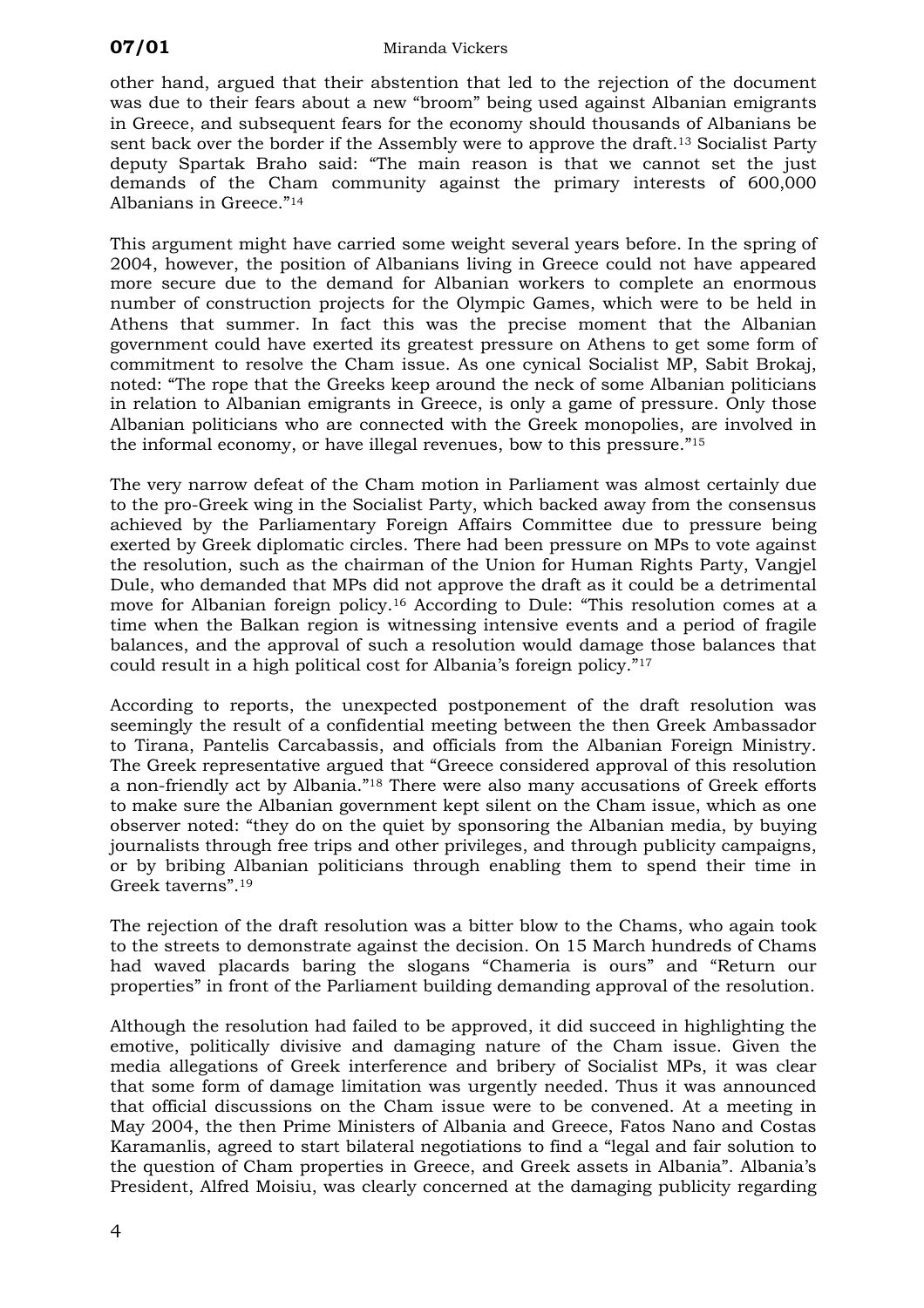other hand, argued that their abstention that led to the rejection of the document was due to their fears about a new "broom" being used against Albanian emigrants in Greece, and subsequent fears for the economy should thousands of Albanians be sent back over the border if the Assembly were to approve the draft.[13] Socialist Party deputy Spartak Braho said: "The main reason is that we cannot set the just demands of the Cham community against the primary interests of 600,000 Albanians in Greece."[14]

This argument might have carried some weight several years before. In the spring of 2004, however, the position of Albanians living in Greece could not have appeared more secure due to the demand for Albanian workers to complete an enormous number of construction projects for the Olympic Games, which were to be held in Athens that summer. In fact this was the precise moment that the Albanian government could have exerted its greatest pressure on Athens to get some form of commitment to resolve the Cham issue. As one cynical Socialist MP, Sabit Brokaj, noted: "The rope that the Greeks keep around the neck of some Albanian politicians in relation to Albanian emigrants in Greece, is only a game of pressure. Only those Albanian politicians who are connected with the Greek monopolies, are involved in the informal economy, or have illegal revenues, bow to this pressure."[15]

The very narrow defeat of the Cham motion in Parliament was almost certainly due to the pro-Greek wing in the Socialist Party, which backed away from the consensus achieved by the Parliamentary Foreign Affairs Committee due to pressure being exerted by Greek diplomatic circles. There had been pressure on MPs to vote against the resolution, such as the chairman of the Union for Human Rights Party, Vangjel Dule, who demanded that MPs did not approve the draft as it could be a detrimental move for Albanian foreign policy.[16] According to Dule: "This resolution comes at a time when the Balkan region is witnessing intensive events and a period of fragile balances, and the approval of such a resolution would damage those balances that could result in a high political cost for Albania's foreign policy."[17]

According to reports, the unexpected postponement of the draft resolution was seemingly the result of a confidential meeting between the then Greek Ambassador to Tirana, Pantelis Carcabassis, and officials from the Albanian Foreign Ministry. The Greek representative argued that "Greece considered approval of this resolution a non-friendly act by Albania."[18] There were also many accusations of Greek efforts to make sure the Albanian government kept silent on the Cham issue, which as one observer noted: "they do on the quiet by sponsoring the Albanian media, by buying journalists through free trips and other privileges, and through publicity campaigns, or by bribing Albanian politicians through enabling them to spend their time in Greek taverns".[19]

The rejection of the draft resolution was a bitter blow to the Chams, who again took to the streets to demonstrate against the decision. On 15 March hundreds of Chams had waved placards baring the slogans "Chameria is ours" and "Return our properties" in front of the Parliament building demanding approval of the resolution.

Although the resolution had failed to be approved, it did succeed in highlighting the emotive, politically divisive and damaging nature of the Cham issue. Given the media allegations of Greek interference and bribery of Socialist MPs, it was clear that some form of damage limitation was urgently needed. Thus it was announced that official discussions on the Cham issue were to be convened. At a meeting in May 2004, the then Prime Ministers of Albania and Greece, Fatos Nano and Costas Karamanlis, agreed to start bilateral negotiations to find a "legal and fair solution to the question of Cham properties in Greece, and Greek assets in Albania". Albania's President, Alfred Moisiu, was clearly concerned at the damaging publicity regarding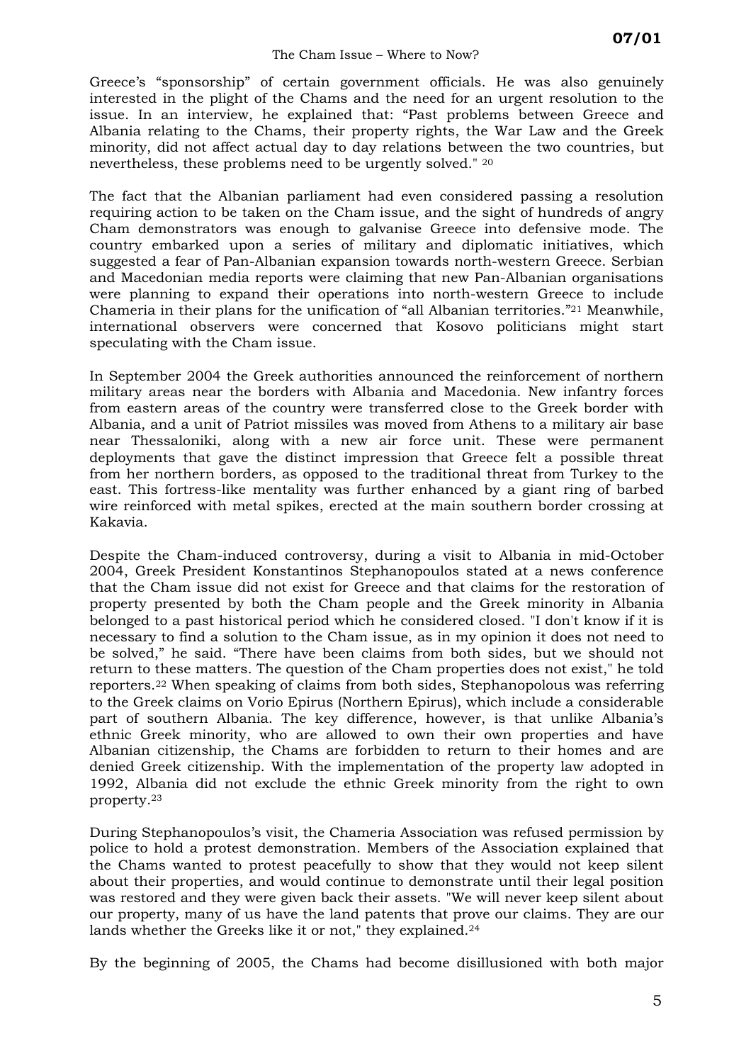Greece's "sponsorship" of certain government officials. He was also genuinely interested in the plight of the Chams and the need for an urgent resolution to the issue. In an interview, he explained that: "Past problems between Greece and Albania relating to the Chams, their property rights, the War Law and the Greek minority, did not affect actual day to day relations between the two countries, but nevertheless, these problems need to be urgently solved." [20]

The fact that the Albanian parliament had even considered passing a resolution requiring action to be taken on the Cham issue, and the sight of hundreds of angry Cham demonstrators was enough to galvanise Greece into defensive mode. The country embarked upon a series of military and diplomatic initiatives, which suggested a fear of Pan-Albanian expansion towards north-western Greece. Serbian and Macedonian media reports were claiming that new Pan-Albanian organisations were planning to expand their operations into north-western Greece to include Chameria in their plans for the unification of "all Albanian territories."[21] Meanwhile, international observers were concerned that Kosovo politicians might start speculating with the Cham issue.

In September 2004 the Greek authorities announced the reinforcement of northern military areas near the borders with Albania and Macedonia. New infantry forces from eastern areas of the country were transferred close to the Greek border with Albania, and a unit of Patriot missiles was moved from Athens to a military air base near Thessaloniki, along with a new air force unit. These were permanent deployments that gave the distinct impression that Greece felt a possible threat from her northern borders, as opposed to the traditional threat from Turkey to the east. This fortress-like mentality was further enhanced by a giant ring of barbed wire reinforced with metal spikes, erected at the main southern border crossing at Kakavia.

Despite the Cham-induced controversy, during a visit to Albania in mid-October 2004, Greek President Konstantinos Stephanopoulos stated at a news conference that the Cham issue did not exist for Greece and that claims for the restoration of property presented by both the Cham people and the Greek minority in Albania belonged to a past historical period which he considered closed. "I don't know if it is necessary to find a solution to the Cham issue, as in my opinion it does not need to be solved," he said. "There have been claims from both sides, but we should not return to these matters. The question of the Cham properties does not exist," he told reporters.[22] When speaking of claims from both sides, Stephanopolous was referring to the Greek claims on Vorio Epirus (Northern Epirus), which include a considerable part of southern Albania. The key difference, however, is that unlike Albania's ethnic Greek minority, who are allowed to own their own properties and have Albanian citizenship, the Chams are forbidden to return to their homes and are denied Greek citizenship. With the implementation of the property law adopted in 1992, Albania did not exclude the ethnic Greek minority from the right to own property.[23]

During Stephanopoulos's visit, the Chameria Association was refused permission by police to hold a protest demonstration. Members of the Association explained that the Chams wanted to protest peacefully to show that they would not keep silent about their properties, and would continue to demonstrate until their legal position was restored and they were given back their assets. "We will never keep silent about our property, many of us have the land patents that prove our claims. They are our lands whether the Greeks like it or not," they explained.[24]

By the beginning of 2005, the Chams had become disillusioned with both major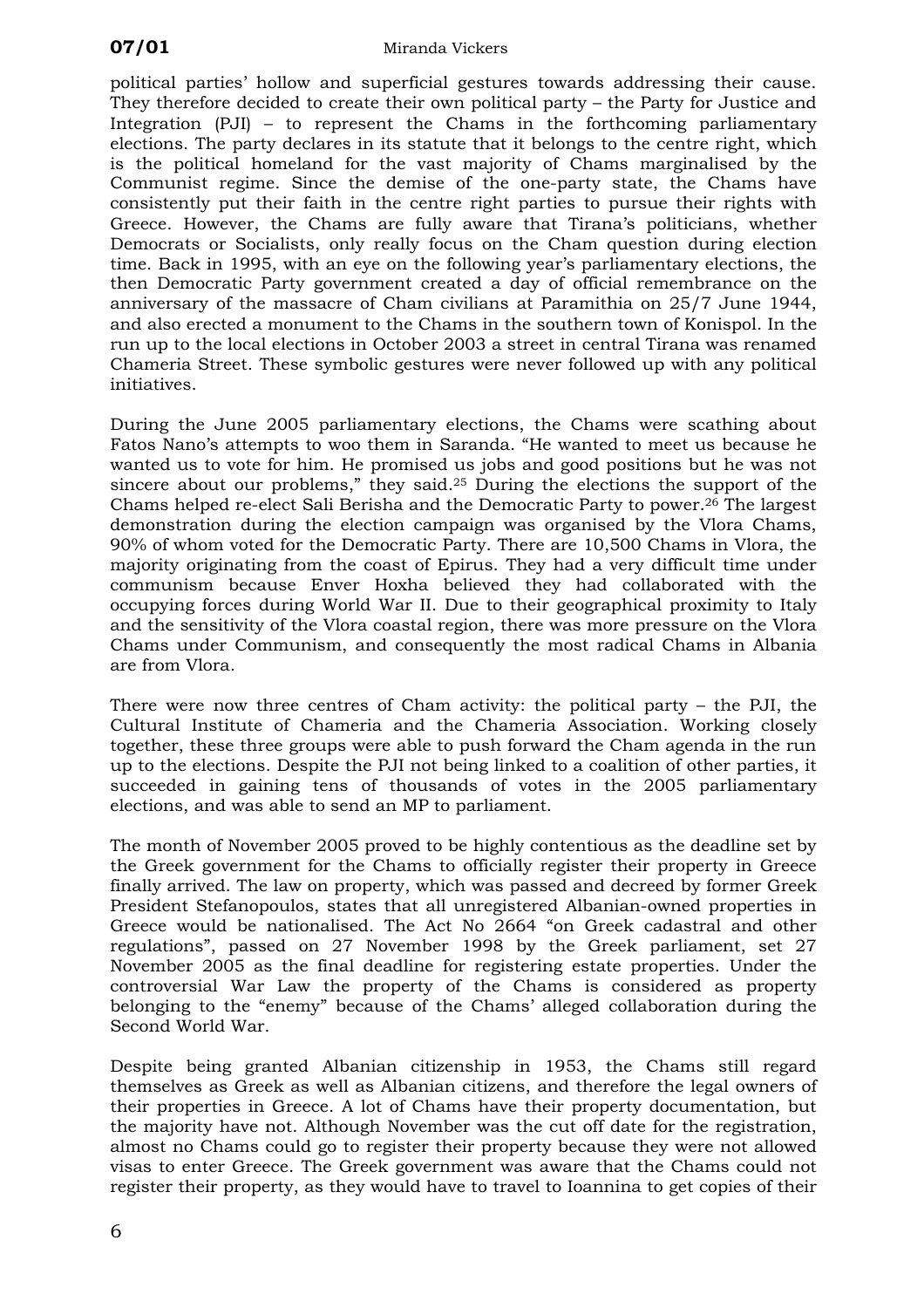political parties' hollow and superficial gestures towards addressing their cause. They therefore decided to create their own political party – the Party for Justice and Integration (PJI) – to represent the Chams in the forthcoming parliamentary elections. The party declares in its statute that it belongs to the centre right, which is the political homeland for the vast majority of Chams marginalised by the Communist regime. Since the demise of the one-party state, the Chams have consistently put their faith in the centre right parties to pursue their rights with Greece. However, the Chams are fully aware that Tirana's politicians, whether Democrats or Socialists, only really focus on the Cham question during election time. Back in 1995, with an eye on the following year's parliamentary elections, the then Democratic Party government created a day of official remembrance on the anniversary of the massacre of Cham civilians at Paramithia on 25/7 June 1944, and also erected a monument to the Chams in the southern town of Konispol. In the run up to the local elections in October 2003 a street in central Tirana was renamed Chameria Street. These symbolic gestures were never followed up with any political initiatives.

During the June 2005 parliamentary elections, the Chams were scathing about Fatos Nano's attempts to woo them in Saranda. "He wanted to meet us because he wanted us to vote for him. He promised us jobs and good positions but he was not sincere about our problems," they said.[25] During the elections the support of the Chams helped re-elect Sali Berisha and the Democratic Party to power.[26] The largest demonstration during the election campaign was organised by the Vlora Chams, 90% of whom voted for the Democratic Party. There are 10,500 Chams in Vlora, the majority originating from the coast of Epirus. They had a very difficult time under communism because Enver Hoxha believed they had collaborated with the occupying forces during World War II. Due to their geographical proximity to Italy and the sensitivity of the Vlora coastal region, there was more pressure on the Vlora Chams under Communism, and consequently the most radical Chams in Albania are from Vlora.

There were now three centres of Cham activity: the political party – the PJI, the Cultural Institute of Chameria and the Chameria Association. Working closely together, these three groups were able to push forward the Cham agenda in the run up to the elections. Despite the PJI not being linked to a coalition of other parties, it succeeded in gaining tens of thousands of votes in the 2005 parliamentary elections, and was able to send an MP to parliament.

The month of November 2005 proved to be highly contentious as the deadline set by the Greek government for the Chams to officially register their property in Greece finally arrived. The law on property, which was passed and decreed by former Greek President Stefanopoulos, states that all unregistered Albanian-owned properties in Greece would be nationalised. The Act No 2664 "on Greek cadastral and other regulations", passed on 27 November 1998 by the Greek parliament, set 27 November 2005 as the final deadline for registering estate properties. Under the controversial War Law the property of the Chams is considered as property belonging to the "enemy" because of the Chams' alleged collaboration during the Second World War.

Despite being granted Albanian citizenship in 1953, the Chams still regard themselves as Greek as well as Albanian citizens, and therefore the legal owners of their properties in Greece. A lot of Chams have their property documentation, but the majority have not. Although November was the cut off date for the registration, almost no Chams could go to register their property because they were not allowed visas to enter Greece. The Greek government was aware that the Chams could not register their property, as they would have to travel to Ioannina to get copies of their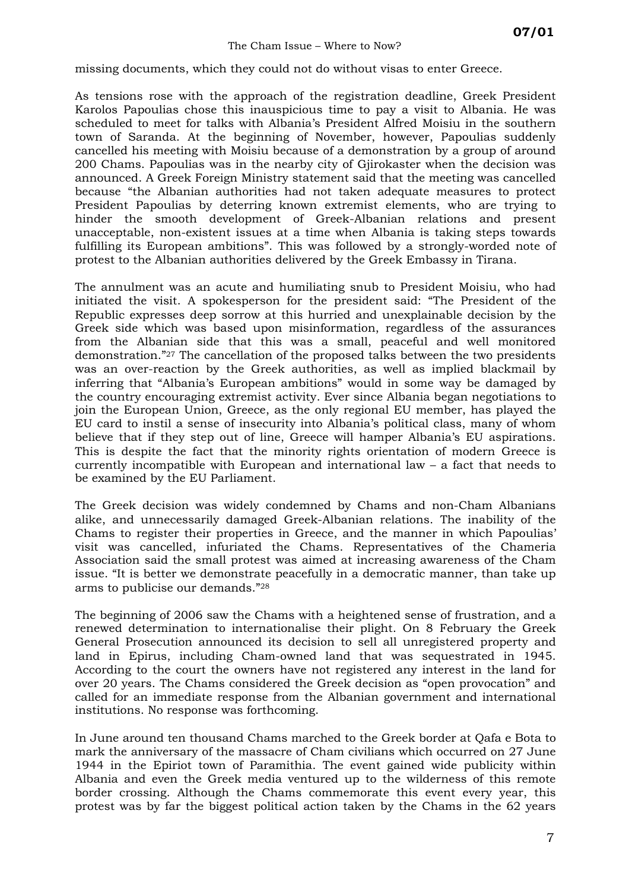missing documents, which they could not do without visas to enter Greece.

As tensions rose with the approach of the registration deadline, Greek President Karolos Papoulias chose this inauspicious time to pay a visit to Albania. He was scheduled to meet for talks with Albania's President Alfred Moisiu in the southern town of Saranda. At the beginning of November, however, Papoulias suddenly cancelled his meeting with Moisiu because of a demonstration by a group of around 200 Chams. Papoulias was in the nearby city of Gjirokaster when the decision was announced. A Greek Foreign Ministry statement said that the meeting was cancelled because "the Albanian authorities had not taken adequate measures to protect President Papoulias by deterring known extremist elements, who are trying to hinder the smooth development of Greek-Albanian relations and present unacceptable, non-existent issues at a time when Albania is taking steps towards fulfilling its European ambitions". This was followed by a strongly-worded note of protest to the Albanian authorities delivered by the Greek Embassy in Tirana.

The annulment was an acute and humiliating snub to President Moisiu, who had initiated the visit. A spokesperson for the president said: "The President of the Republic expresses deep sorrow at this hurried and unexplainable decision by the Greek side which was based upon misinformation, regardless of the assurances from the Albanian side that this was a small, peaceful and well monitored demonstration."[27] The cancellation of the proposed talks between the two presidents was an over-reaction by the Greek authorities, as well as implied blackmail by inferring that "Albania's European ambitions" would in some way be damaged by the country encouraging extremist activity. Ever since Albania began negotiations to join the European Union, Greece, as the only regional EU member, has played the EU card to instil a sense of insecurity into Albania's political class, many of whom believe that if they step out of line, Greece will hamper Albania's EU aspirations. This is despite the fact that the minority rights orientation of modern Greece is currently incompatible with European and international law – a fact that needs to be examined by the EU Parliament.

The Greek decision was widely condemned by Chams and non-Cham Albanians alike, and unnecessarily damaged Greek-Albanian relations. The inability of the Chams to register their properties in Greece, and the manner in which Papoulias' visit was cancelled, infuriated the Chams. Representatives of the Chameria Association said the small protest was aimed at increasing awareness of the Cham issue. "It is better we demonstrate peacefully in a democratic manner, than take up arms to publicise our demands."[28]

The beginning of 2006 saw the Chams with a heightened sense of frustration, and a renewed determination to internationalise their plight. On 8 February the Greek General Prosecution announced its decision to sell all unregistered property and land in Epirus, including Cham-owned land that was sequestrated in 1945. According to the court the owners have not registered any interest in the land for over 20 years. The Chams considered the Greek decision as "open provocation" and called for an immediate response from the Albanian government and international institutions. No response was forthcoming.

In June around ten thousand Chams marched to the Greek border at Qafa e Bota to mark the anniversary of the massacre of Cham civilians which occurred on 27 June 1944 in the Epiriot town of Paramithia. The event gained wide publicity within Albania and even the Greek media ventured up to the wilderness of this remote border crossing. Although the Chams commemorate this event every year, this protest was by far the biggest political action taken by the Chams in the 62 years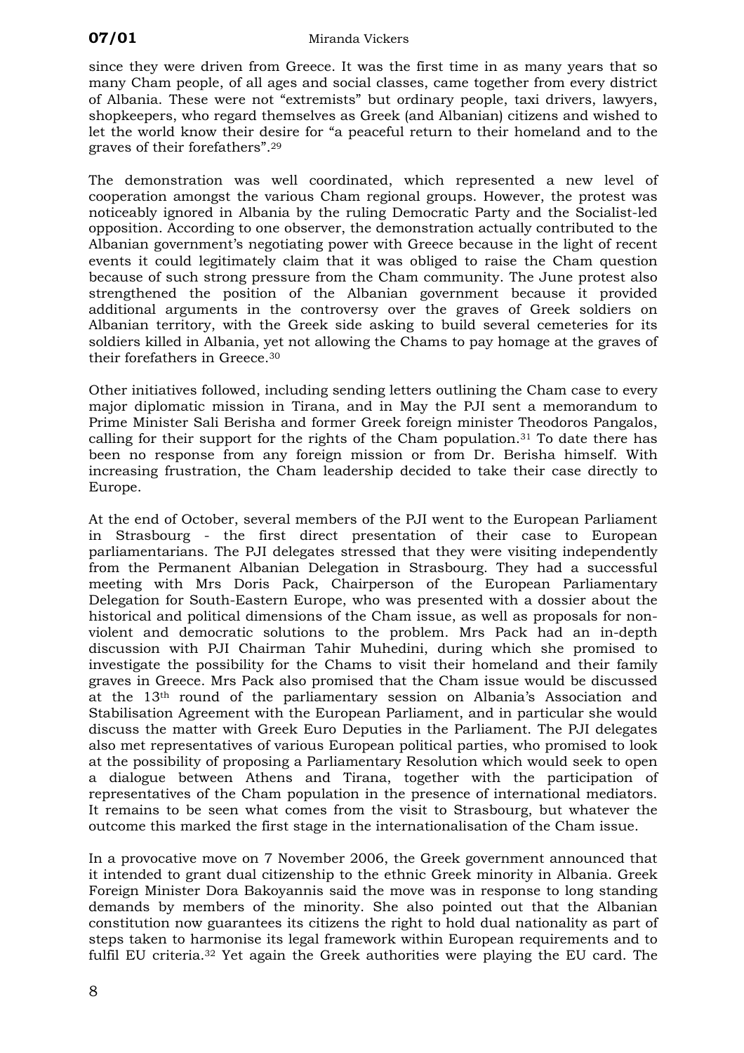since they were driven from Greece. It was the first time in as many years that so many Cham people, of all ages and social classes, came together from every district of Albania. These were not "extremists" but ordinary people, taxi drivers, lawyers, shopkeepers, who regard themselves as Greek (and Albanian) citizens and wished to let the world know their desire for "a peaceful return to their homeland and to the graves of their forefathers".[29]

The demonstration was well coordinated, which represented a new level of cooperation amongst the various Cham regional groups. However, the protest was noticeably ignored in Albania by the ruling Democratic Party and the Socialist-led opposition. According to one observer, the demonstration actually contributed to the Albanian government's negotiating power with Greece because in the light of recent events it could legitimately claim that it was obliged to raise the Cham question because of such strong pressure from the Cham community. The June protest also strengthened the position of the Albanian government because it provided additional arguments in the controversy over the graves of Greek soldiers on Albanian territory, with the Greek side asking to build several cemeteries for its soldiers killed in Albania, yet not allowing the Chams to pay homage at the graves of their forefathers in Greece.[30]

Other initiatives followed, including sending letters outlining the Cham case to every major diplomatic mission in Tirana, and in May the PJI sent a memorandum to Prime Minister Sali Berisha and former Greek foreign minister Theodoros Pangalos, calling for their support for the rights of the Cham population.[31] To date there has been no response from any foreign mission or from Dr. Berisha himself. With increasing frustration, the Cham leadership decided to take their case directly to Europe.

At the end of October, several members of the PJI went to the European Parliament in Strasbourg - the first direct presentation of their case to European parliamentarians. The PJI delegates stressed that they were visiting independently from the Permanent Albanian Delegation in Strasbourg. They had a successful meeting with Mrs Doris Pack, Chairperson of the European Parliamentary Delegation for South-Eastern Europe, who was presented with a dossier about the historical and political dimensions of the Cham issue, as well as proposals for non-violent and democratic solutions to the problem. Mrs Pack had an in-depth discussion with PJI Chairman Tahir Muhedini, during which she promised to investigate the possibility for the Chams to visit their homeland and their family graves in Greece. Mrs Pack also promised that the Cham issue would be discussed at the 13th round of the parliamentary session on Albania's Association and Stabilisation Agreement with the European Parliament, and in particular she would discuss the matter with Greek Euro Deputies in the Parliament. The PJI delegates also met representatives of various European political parties, who promised to look at the possibility of proposing a Parliamentary Resolution which would seek to open a dialogue between Athens and Tirana, together with the participation of representatives of the Cham population in the presence of international mediators. It remains to be seen what comes from the visit to Strasbourg, but whatever the outcome this marked the first stage in the internationalisation of the Cham issue.

In a provocative move on 7 November 2006, the Greek government announced that it intended to grant dual citizenship to the ethnic Greek minority in Albania. Greek Foreign Minister Dora Bakoyannis said the move was in response to long standing demands by members of the minority. She also pointed out that the Albanian constitution now guarantees its citizens the right to hold dual nationality as part of steps taken to harmonise its legal framework within European requirements and to fulfil EU criteria.[32] Yet again the Greek authorities were playing the EU card. The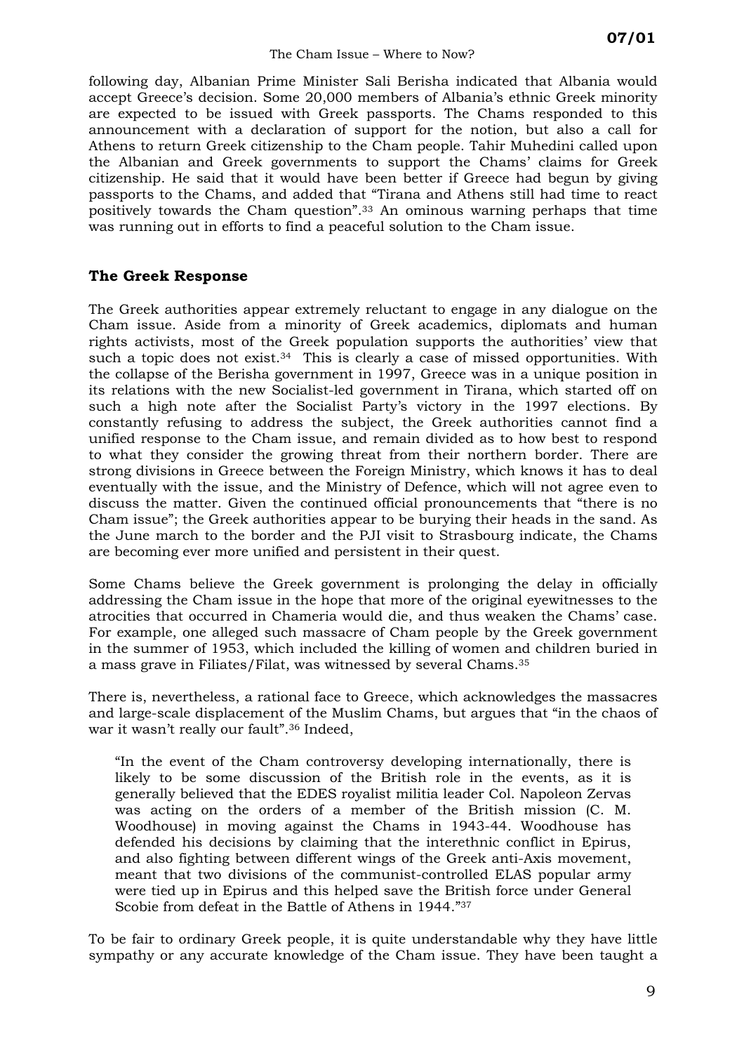following day, Albanian Prime Minister Sali Berisha indicated that Albania would accept Greece's decision. Some 20,000 members of Albania's ethnic Greek minority are expected to be issued with Greek passports. The Chams responded to this announcement with a declaration of support for the notion, but also a call for Athens to return Greek citizenship to the Cham people. Tahir Muhedini called upon the Albanian and Greek governments to support the Chams' claims for Greek citizenship. He said that it would have been better if Greece had begun by giving passports to the Chams, and added that "Tirana and Athens still had time to react positively towards the Cham question".[33] An ominous warning perhaps that time was running out in efforts to find a peaceful solution to the Cham issue.

## The Greek Response

The Greek authorities appear extremely reluctant to engage in any dialogue on the Cham issue. Aside from a minority of Greek academics, diplomats and human rights activists, most of the Greek population supports the authorities' view that such a topic does not exist.[34] This is clearly a case of missed opportunities. With the collapse of the Berisha government in 1997, Greece was in a unique position in its relations with the new Socialist-led government in Tirana, which started off on such a high note after the Socialist Party's victory in the 1997 elections. By constantly refusing to address the subject, the Greek authorities cannot find a unified response to the Cham issue, and remain divided as to how best to respond to what they consider the growing threat from their northern border. There are strong divisions in Greece between the Foreign Ministry, which knows it has to deal eventually with the issue, and the Ministry of Defence, which will not agree even to discuss the matter. Given the continued official pronouncements that "there is no Cham issue"; the Greek authorities appear to be burying their heads in the sand. As the June march to the border and the PJI visit to Strasbourg indicate, the Chams are becoming ever more unified and persistent in their quest.

Some Chams believe the Greek government is prolonging the delay in officially addressing the Cham issue in the hope that more of the original eyewitnesses to the atrocities that occurred in Chameria would die, and thus weaken the Chams' case. For example, one alleged such massacre of Cham people by the Greek government in the summer of 1953, which included the killing of women and children buried in a mass grave in Filiates/Filat, was witnessed by several Chams.[35]

There is, nevertheless, a rational face to Greece, which acknowledges the massacres and large-scale displacement of the Muslim Chams, but argues that "in the chaos of war it wasn't really our fault".[36] Indeed,

> "In the event of the Cham controversy developing internationally, there is likely to be some discussion of the British role in the events, as it is generally believed that the EDES royalist militia leader Col. Napoleon Zervas was acting on the orders of a member of the British mission (C. M. Woodhouse) in moving against the Chams in 1943-44. Woodhouse has defended his decisions by claiming that the interethnic conflict in Epirus, and also fighting between different wings of the Greek anti-Axis movement, meant that two divisions of the communist-controlled ELAS popular army were tied up in Epirus and this helped save the British force under General Scobie from defeat in the Battle of Athens in 1944."[37]

To be fair to ordinary Greek people, it is quite understandable why they have little sympathy or any accurate knowledge of the Cham issue. They have been taught a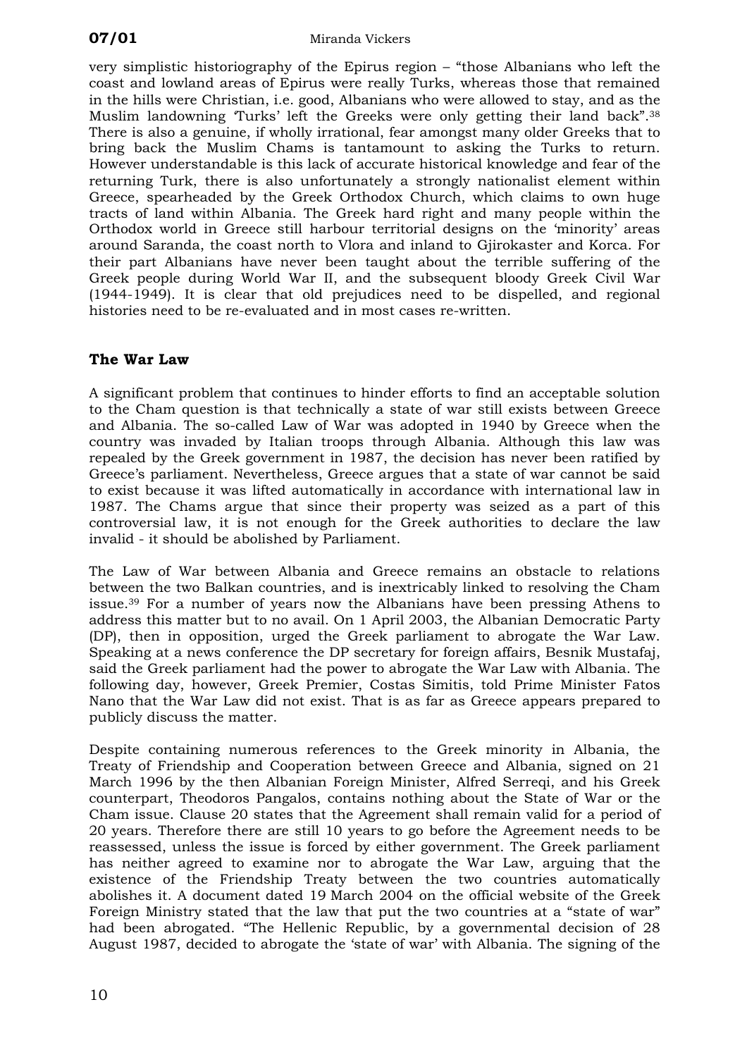very simplistic historiography of the Epirus region – "those Albanians who left the coast and lowland areas of Epirus were really Turks, whereas those that remained in the hills were Christian, i.e. good, Albanians who were allowed to stay, and as the Muslim landowning 'Turks' left the Greeks were only getting their land back".[38] There is also a genuine, if wholly irrational, fear amongst many older Greeks that to bring back the Muslim Chams is tantamount to asking the Turks to return. However understandable is this lack of accurate historical knowledge and fear of the returning Turk, there is also unfortunately a strongly nationalist element within Greece, spearheaded by the Greek Orthodox Church, which claims to own huge tracts of land within Albania. The Greek hard right and many people within the Orthodox world in Greece still harbour territorial designs on the 'minority' areas around Saranda, the coast north to Vlora and inland to Gjirokaster and Korca. For their part Albanians have never been taught about the terrible suffering of the Greek people during World War II, and the subsequent bloody Greek Civil War (1944-1949). It is clear that old prejudices need to be dispelled, and regional histories need to be re-evaluated and in most cases re-written.

## The War Law

A significant problem that continues to hinder efforts to find an acceptable solution to the Cham question is that technically a state of war still exists between Greece and Albania. The so-called Law of War was adopted in 1940 by Greece when the country was invaded by Italian troops through Albania. Although this law was repealed by the Greek government in 1987, the decision has never been ratified by Greece's parliament. Nevertheless, Greece argues that a state of war cannot be said to exist because it was lifted automatically in accordance with international law in 1987. The Chams argue that since their property was seized as a part of this controversial law, it is not enough for the Greek authorities to declare the law invalid - it should be abolished by Parliament.

The Law of War between Albania and Greece remains an obstacle to relations between the two Balkan countries, and is inextricably linked to resolving the Cham issue.[39] For a number of years now the Albanians have been pressing Athens to address this matter but to no avail. On 1 April 2003, the Albanian Democratic Party (DP), then in opposition, urged the Greek parliament to abrogate the War Law. Speaking at a news conference the DP secretary for foreign affairs, Besnik Mustafaj, said the Greek parliament had the power to abrogate the War Law with Albania. The following day, however, Greek Premier, Costas Simitis, told Prime Minister Fatos Nano that the War Law did not exist. That is as far as Greece appears prepared to publicly discuss the matter.

Despite containing numerous references to the Greek minority in Albania, the Treaty of Friendship and Cooperation between Greece and Albania, signed on 21 March 1996 by the then Albanian Foreign Minister, Alfred Serreqi, and his Greek counterpart, Theodoros Pangalos, contains nothing about the State of War or the Cham issue. Clause 20 states that the Agreement shall remain valid for a period of 20 years. Therefore there are still 10 years to go before the Agreement needs to be reassessed, unless the issue is forced by either government. The Greek parliament has neither agreed to examine nor to abrogate the War Law, arguing that the existence of the Friendship Treaty between the two countries automatically abolishes it. A document dated 19 March 2004 on the official website of the Greek Foreign Ministry stated that the law that put the two countries at a "state of war" had been abrogated. "The Hellenic Republic, by a governmental decision of 28 August 1987, decided to abrogate the 'state of war' with Albania. The signing of the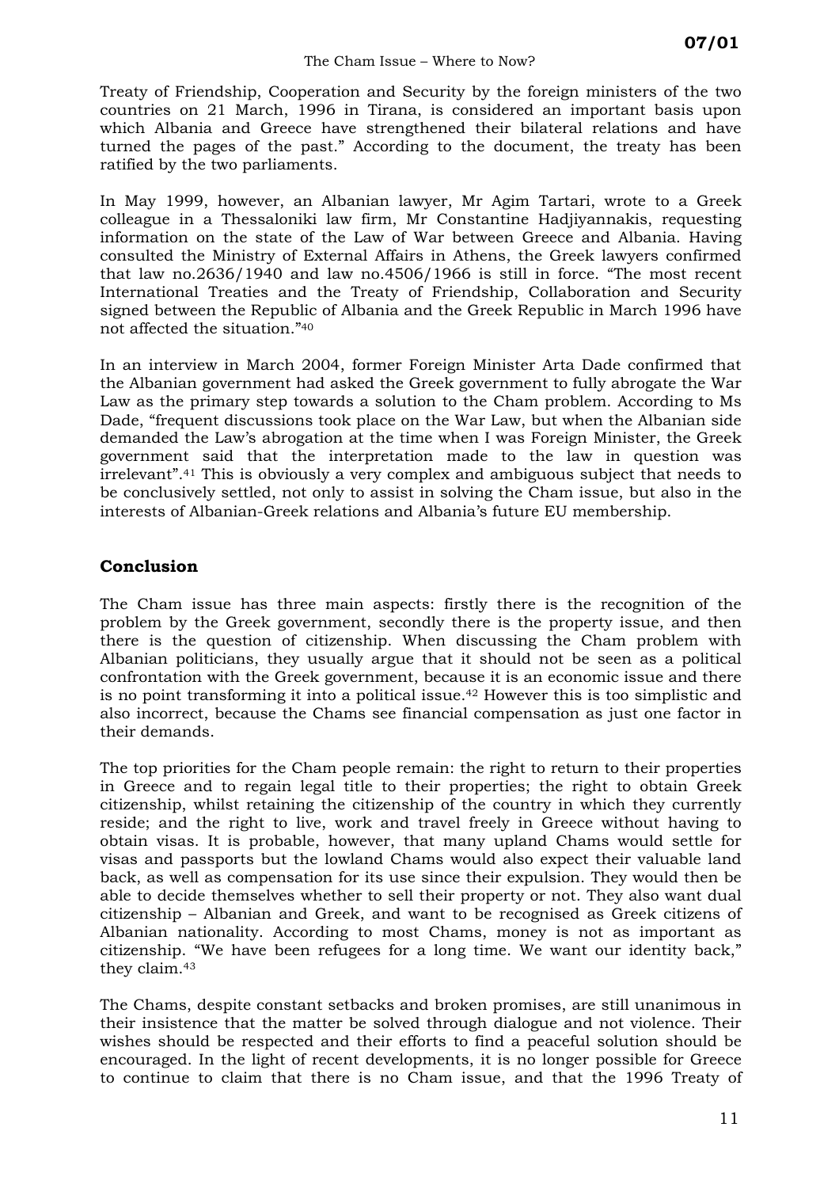Treaty of Friendship, Cooperation and Security by the foreign ministers of the two countries on 21 March, 1996 in Tirana, is considered an important basis upon which Albania and Greece have strengthened their bilateral relations and have turned the pages of the past." According to the document, the treaty has been ratified by the two parliaments.

In May 1999, however, an Albanian lawyer, Mr Agim Tartari, wrote to a Greek colleague in a Thessaloniki law firm, Mr Constantine Hadjiyannakis, requesting information on the state of the Law of War between Greece and Albania. Having consulted the Ministry of External Affairs in Athens, the Greek lawyers confirmed that law no.2636/1940 and law no.4506/1966 is still in force. "The most recent International Treaties and the Treaty of Friendship, Collaboration and Security signed between the Republic of Albania and the Greek Republic in March 1996 have not affected the situation."[40]

In an interview in March 2004, former Foreign Minister Arta Dade confirmed that the Albanian government had asked the Greek government to fully abrogate the War Law as the primary step towards a solution to the Cham problem. According to Ms Dade, "frequent discussions took place on the War Law, but when the Albanian side demanded the Law's abrogation at the time when I was Foreign Minister, the Greek government said that the interpretation made to the law in question was irrelevant".[41] This is obviously a very complex and ambiguous subject that needs to be conclusively settled, not only to assist in solving the Cham issue, but also in the interests of Albanian-Greek relations and Albania's future EU membership.

## Conclusion

The Cham issue has three main aspects: firstly there is the recognition of the problem by the Greek government, secondly there is the property issue, and then there is the question of citizenship. When discussing the Cham problem with Albanian politicians, they usually argue that it should not be seen as a political confrontation with the Greek government, because it is an economic issue and there is no point transforming it into a political issue.[42] However this is too simplistic and also incorrect, because the Chams see financial compensation as just one factor in their demands.

The top priorities for the Cham people remain: the right to return to their properties in Greece and to regain legal title to their properties; the right to obtain Greek citizenship, whilst retaining the citizenship of the country in which they currently reside; and the right to live, work and travel freely in Greece without having to obtain visas. It is probable, however, that many upland Chams would settle for visas and passports but the lowland Chams would also expect their valuable land back, as well as compensation for its use since their expulsion. They would then be able to decide themselves whether to sell their property or not. They also want dual citizenship – Albanian and Greek, and want to be recognised as Greek citizens of Albanian nationality. According to most Chams, money is not as important as citizenship. "We have been refugees for a long time. We want our identity back," they claim.[43]

The Chams, despite constant setbacks and broken promises, are still unanimous in their insistence that the matter be solved through dialogue and not violence. Their wishes should be respected and their efforts to find a peaceful solution should be encouraged. In the light of recent developments, it is no longer possible for Greece to continue to claim that there is no Cham issue, and that the 1996 Treaty of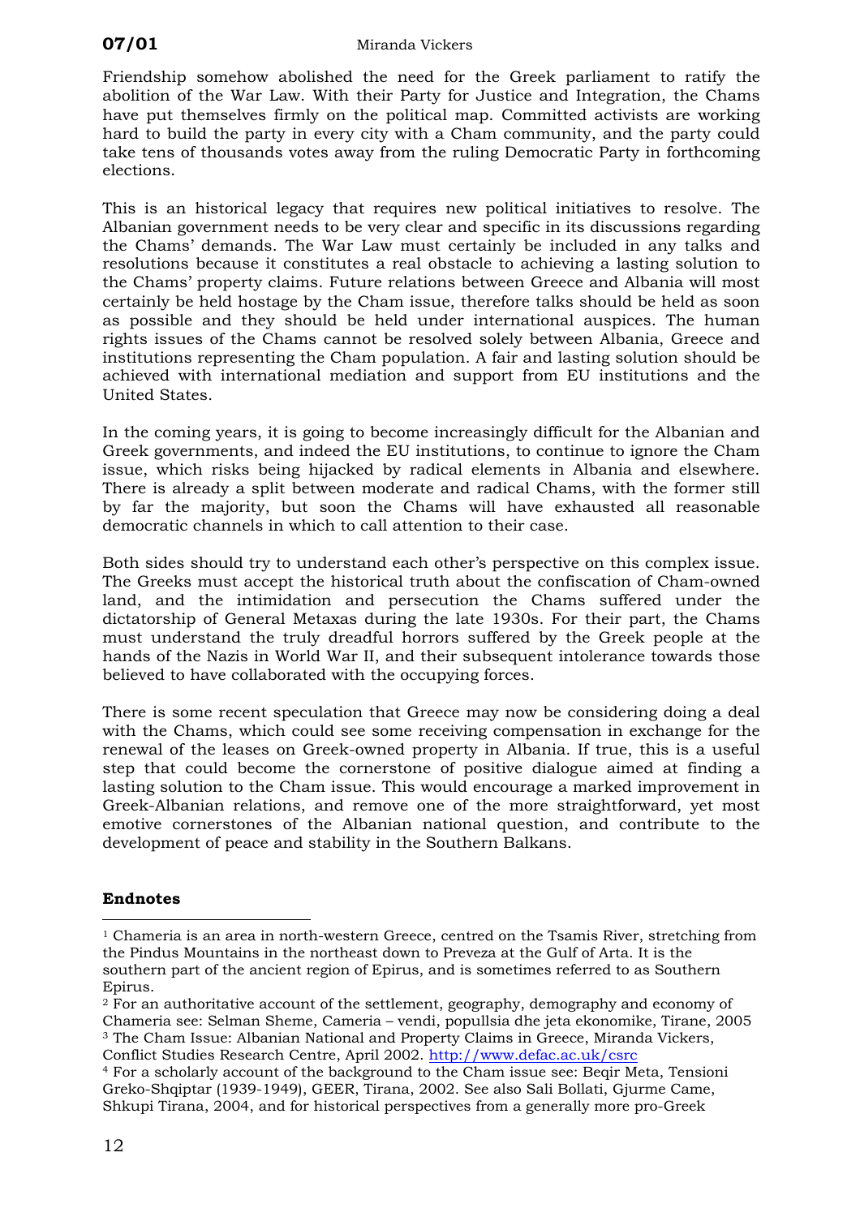Friendship somehow abolished the need for the Greek parliament to ratify the abolition of the War Law. With their Party for Justice and Integration, the Chams have put themselves firmly on the political map. Committed activists are working hard to build the party in every city with a Cham community, and the party could take tens of thousands votes away from the ruling Democratic Party in forthcoming elections.

This is an historical legacy that requires new political initiatives to resolve. The Albanian government needs to be very clear and specific in its discussions regarding the Chams' demands. The War Law must certainly be included in any talks and resolutions because it constitutes a real obstacle to achieving a lasting solution to the Chams' property claims. Future relations between Greece and Albania will most certainly be held hostage by the Cham issue, therefore talks should be held as soon as possible and they should be held under international auspices. The human rights issues of the Chams cannot be resolved solely between Albania, Greece and institutions representing the Cham population. A fair and lasting solution should be achieved with international mediation and support from EU institutions and the United States.

In the coming years, it is going to become increasingly difficult for the Albanian and Greek governments, and indeed the EU institutions, to continue to ignore the Cham issue, which risks being hijacked by radical elements in Albania and elsewhere. There is already a split between moderate and radical Chams, with the former still by far the majority, but soon the Chams will have exhausted all reasonable democratic channels in which to call attention to their case.

Both sides should try to understand each other's perspective on this complex issue. The Greeks must accept the historical truth about the confiscation of Cham-owned land, and the intimidation and persecution the Chams suffered under the dictatorship of General Metaxas during the late 1930s. For their part, the Chams must understand the truly dreadful horrors suffered by the Greek people at the hands of the Nazis in World War II, and their subsequent intolerance towards those believed to have collaborated with the occupying forces.

There is some recent speculation that Greece may now be considering doing a deal with the Chams, which could see some receiving compensation in exchange for the renewal of the leases on Greek-owned property in Albania. If true, this is a useful step that could become the cornerstone of positive dialogue aimed at finding a lasting solution to the Cham issue. This would encourage a marked improvement in Greek-Albanian relations, and remove one of the more straightforward, yet most emotive cornerstones of the Albanian national question, and contribute to the development of peace and stability in the Southern Balkans.

**Endnotes**

[1] Chameria is an area in north-western Greece, centred on the Tsamis River, stretching from the Pindus Mountains in the northeast down to Preveza at the Gulf of Arta. It is the southern part of the ancient region of Epirus, and is sometimes referred to as Southern Epirus.

[2] For an authoritative account of the settlement, geography, demography and economy of Chameria see: Selman Sheme, Cameria – vendi, popullsia dhe jeta ekonomike, Tirane, 2005

[3] The Cham Issue: Albanian National and Property Claims in Greece, Miranda Vickers, Conflict Studies Research Centre, April 2002. http://www.defac.ac.uk/csrc

[4] For a scholarly account of the background to the Cham issue see: Beqir Meta, Tensioni Greko-Shqiptar (1939-1949), GEER, Tirana, 2002. See also Sali Bollati, Gjurme Came, Shkupi Tirana, 2004, and for historical perspectives from a generally more pro-Greek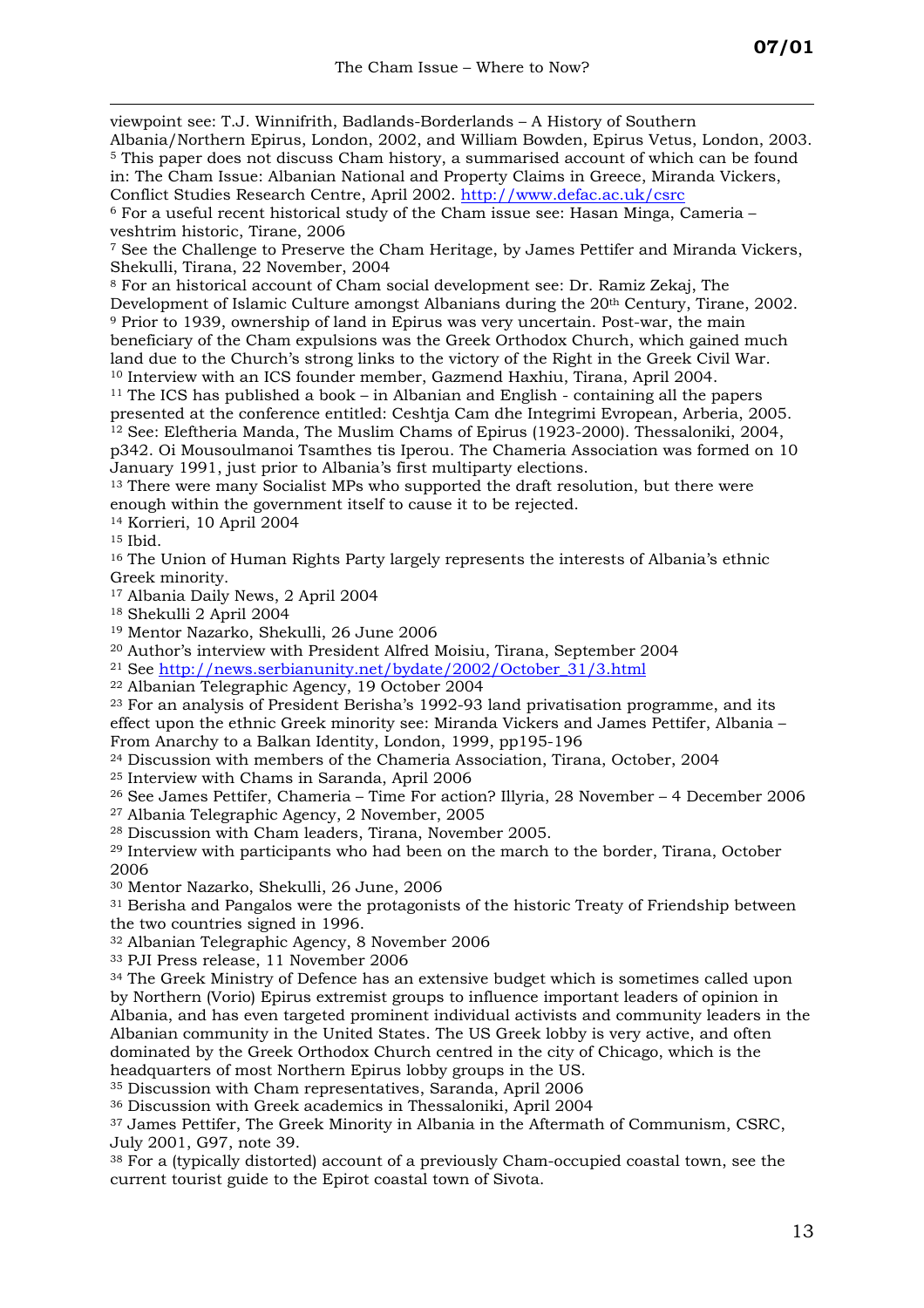viewpoint see: T.J. Winnifrith, Badlands-Borderlands – A History of Southern Albania/Northern Epirus, London, 2002, and William Bowden, Epirus Vetus, London, 2003.

[5] This paper does not discuss Cham history, a summarised account of which can be found in: The Cham Issue: Albanian National and Property Claims in Greece, Miranda Vickers, Conflict Studies Research Centre, April 2002. http://www.defac.ac.uk/csrc

[6] For a useful recent historical study of the Cham issue see: Hasan Minga, Cameria – veshtrim historic, Tirane, 2006

[7] See the Challenge to Preserve the Cham Heritage, by James Pettifer and Miranda Vickers, Shekulli, Tirana, 22 November, 2004

[8] For an historical account of Cham social development see: Dr. Ramiz Zekaj, The Development of Islamic Culture amongst Albanians during the 20th Century, Tirane, 2002.

[9] Prior to 1939, ownership of land in Epirus was very uncertain. Post-war, the main beneficiary of the Cham expulsions was the Greek Orthodox Church, which gained much land due to the Church's strong links to the victory of the Right in the Greek Civil War.

[10] Interview with an ICS founder member, Gazmend Haxhiu, Tirana, April 2004.

[11] The ICS has published a book – in Albanian and English - containing all the papers presented at the conference entitled: Ceshtja Cam dhe Integrimi Evropean, Arberia, 2005.

[12] See: Eleftheria Manda, The Muslim Chams of Epirus (1923-2000). Thessaloniki, 2004, p342. Oi Mousoulmanoi Tsamthes tis Iperou. The Chameria Association was formed on 10 January 1991, just prior to Albania's first multiparty elections.

[13] There were many Socialist MPs who supported the draft resolution, but there were enough within the government itself to cause it to be rejected.

[14] Korrieri, 10 April 2004

[15] Ibid.

[16] The Union of Human Rights Party largely represents the interests of Albania's ethnic Greek minority.

[17] Albania Daily News, 2 April 2004

[18] Shekulli 2 April 2004

[19] Mentor Nazarko, Shekulli, 26 June 2006

[20] Author's interview with President Alfred Moisiu, Tirana, September 2004

[21] See http://news.serbianunity.net/bydate/2002/October_31/3.html

[22] Albanian Telegraphic Agency, 19 October 2004

[23] For an analysis of President Berisha's 1992-93 land privatisation programme, and its effect upon the ethnic Greek minority see: Miranda Vickers and James Pettifer, Albania – From Anarchy to a Balkan Identity, London, 1999, pp195-196

[24] Discussion with members of the Chameria Association, Tirana, October, 2004

[25] Interview with Chams in Saranda, April 2006

[26] See James Pettifer, Chameria – Time For action? Illyria, 28 November – 4 December 2006

[27] Albania Telegraphic Agency, 2 November, 2005

[28] Discussion with Cham leaders, Tirana, November 2005.

[29] Interview with participants who had been on the march to the border, Tirana, October 2006

[30] Mentor Nazarko, Shekulli, 26 June, 2006

[31] Berisha and Pangalos were the protagonists of the historic Treaty of Friendship between the two countries signed in 1996.

[32] Albanian Telegraphic Agency, 8 November 2006

[33] PJI Press release, 11 November 2006

[34] The Greek Ministry of Defence has an extensive budget which is sometimes called upon by Northern (Vorio) Epirus extremist groups to influence important leaders of opinion in Albania, and has even targeted prominent individual activists and community leaders in the Albanian community in the United States. The US Greek lobby is very active, and often dominated by the Greek Orthodox Church centred in the city of Chicago, which is the headquarters of most Northern Epirus lobby groups in the US.

[35] Discussion with Cham representatives, Saranda, April 2006

[36] Discussion with Greek academics in Thessaloniki, April 2004

[37] James Pettifer, The Greek Minority in Albania in the Aftermath of Communism, CSRC, July 2001, G97, note 39.

[38] For a (typically distorted) account of a previously Cham-occupied coastal town, see the current tourist guide to the Epirot coastal town of Sivota.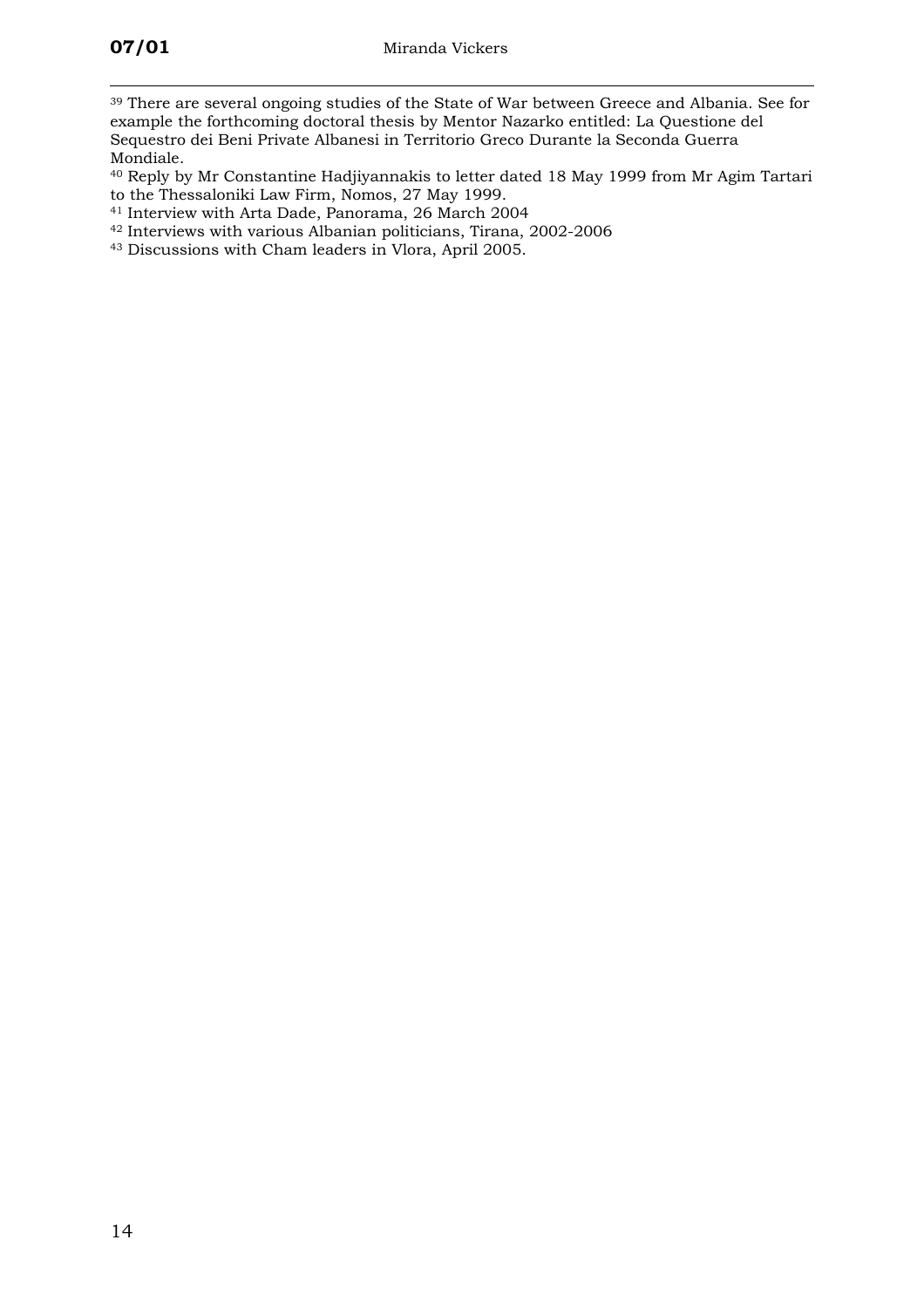[39] There are several ongoing studies of the State of War between Greece and Albania. See for example the forthcoming doctoral thesis by Mentor Nazarko entitled: La Questione del Sequestro dei Beni Private Albanesi in Territorio Greco Durante la Seconda Guerra Mondiale.

[40] Reply by Mr Constantine Hadjiyannakis to letter dated 18 May 1999 from Mr Agim Tartari to the Thessaloniki Law Firm, Nomos, 27 May 1999.

[41] Interview with Arta Dade, Panorama, 26 March 2004

[42] Interviews with various Albanian politicians, Tirana, 2002-2006

[43] Discussions with Cham leaders in Vlora, April 2005.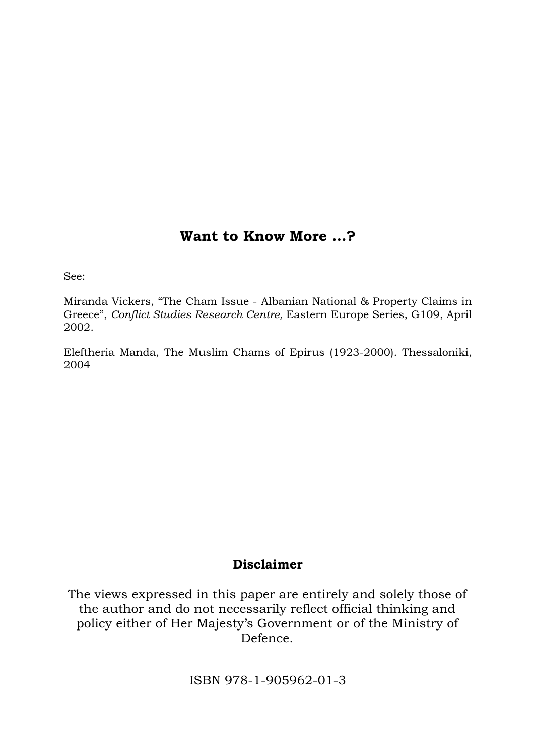## Want to Know More ...?

See:

Miranda Vickers, "The Cham Issue - Albanian National & Property Claims in Greece", *Conflict Studies Research Centre,* Eastern Europe Series, G109, April 2002.

Eleftheria Manda, The Muslim Chams of Epirus (1923-2000). Thessaloniki, 2004

## <u>Disclaimer</u>

The views expressed in this paper are entirely and solely those of the author and do not necessarily reflect official thinking and policy either of Her Majesty's Government or of the Ministry of Defence.

ISBN 978-1-905962-01-3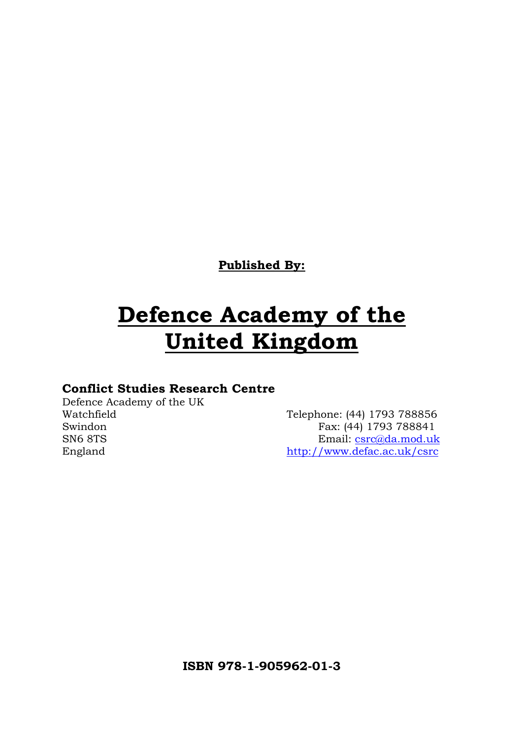**Published By:**

# Defence Academy of the United Kingdom

### Conflict Studies Research Centre

Defence Academy of the UK
Watchfield
Swindon
SN6 8TS
England

Telephone: (44) 1793 788856
Fax: (44) 1793 788841
Email: csrc@da.mod.uk
http://www.defac.ac.uk/csrc

**ISBN 978-1-905962-01-3**